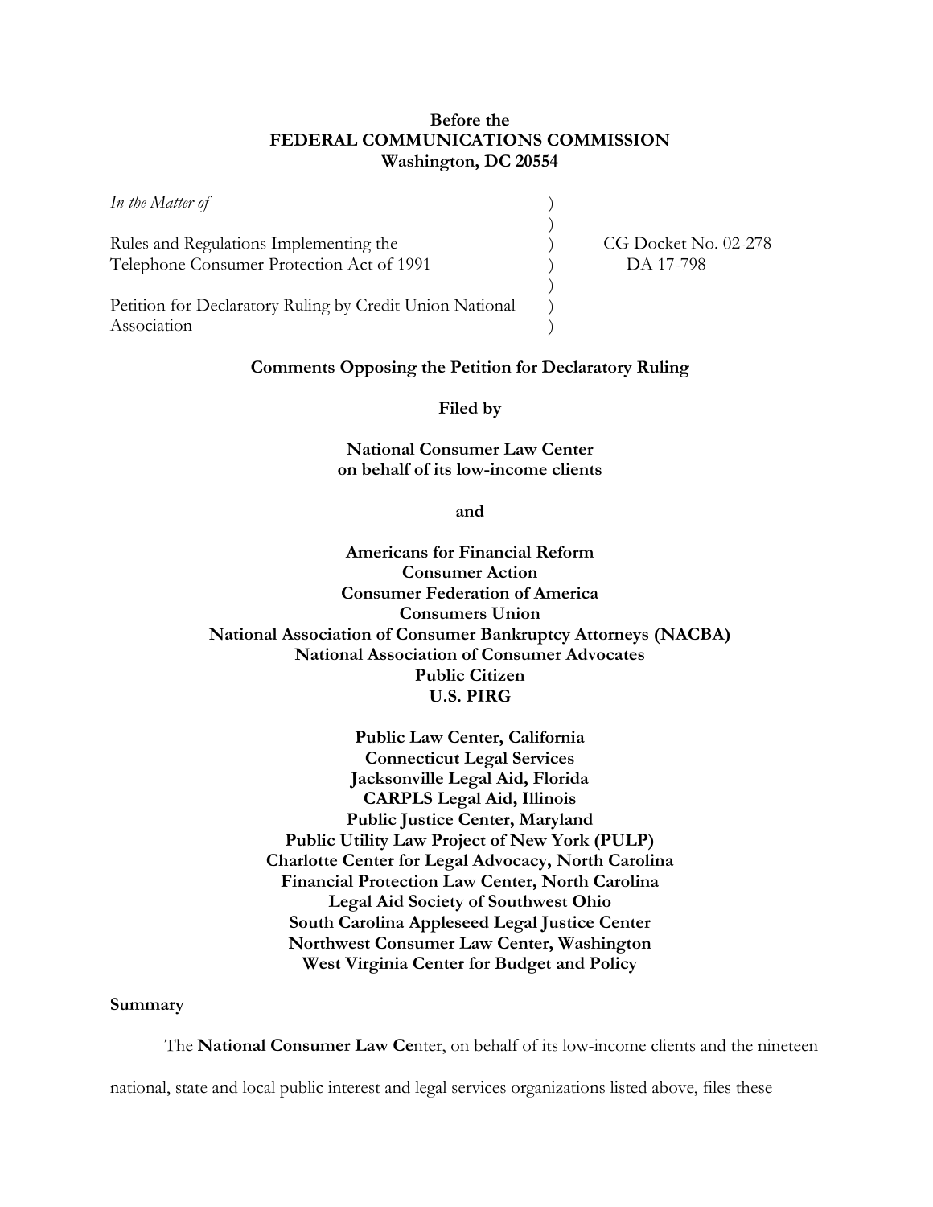**Before the**
**FEDERAL COMMUNICATIONS COMMISSION**
**Washington, DC 20554**

| | | |
|---|---|---|
| *In the Matter of* | ) | |
| | ) | |
| Rules and Regulations Implementing the Telephone Consumer Protection Act of 1991 | ) | CG Docket No. 02-278 DA 17-798 |
| | ) | |
| Petition for Declaratory Ruling by Credit Union National Association | ) | |

**Comments Opposing the Petition for Declaratory Ruling**

**Filed by**

**National Consumer Law Center**
**on behalf of its low-income clients**

**and**

**Americans for Financial Reform**
**Consumer Action**
**Consumer Federation of America**
**Consumers Union**
**National Association of Consumer Bankruptcy Attorneys (NACBA)**
**National Association of Consumer Advocates**
**Public Citizen**
**U.S. PIRG**

**Public Law Center, California**
**Connecticut Legal Services**
**Jacksonville Legal Aid, Florida**
**CARPLS Legal Aid, Illinois**
**Public Justice Center, Maryland**
**Public Utility Law Project of New York (PULP)**
**Charlotte Center for Legal Advocacy, North Carolina**
**Financial Protection Law Center, North Carolina**
**Legal Aid Society of Southwest Ohio**
**South Carolina Appleseed Legal Justice Center**
**Northwest Consumer Law Center, Washington**
**West Virginia Center for Budget and Policy**

**Summary**

The **National Consumer Law Ce**nter, on behalf of its low-income clients and the nineteen national, state and local public interest and legal services organizations listed above, files these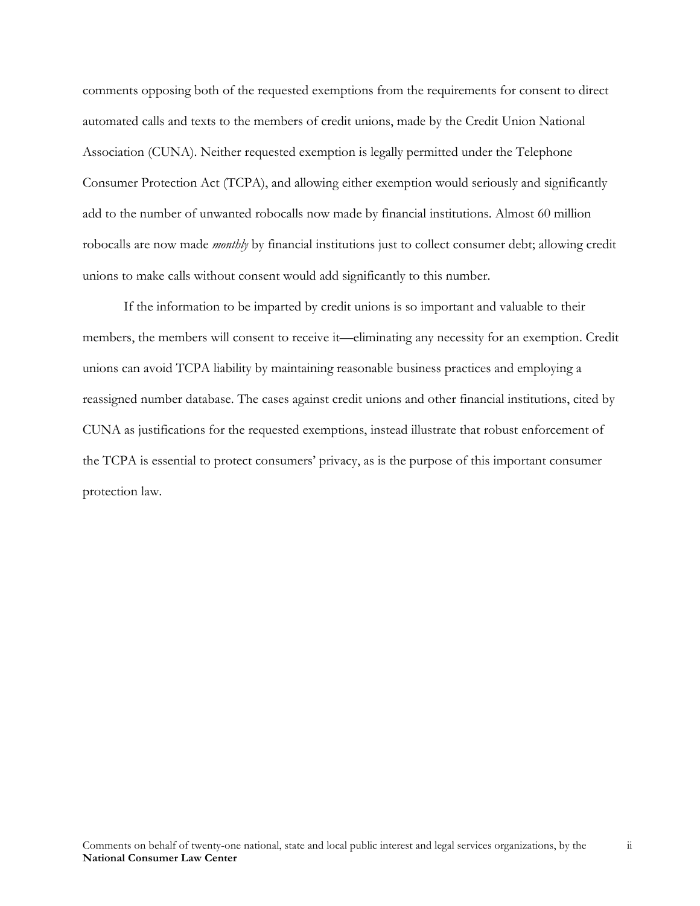comments opposing both of the requested exemptions from the requirements for consent to direct automated calls and texts to the members of credit unions, made by the Credit Union National Association (CUNA). Neither requested exemption is legally permitted under the Telephone Consumer Protection Act (TCPA), and allowing either exemption would seriously and significantly add to the number of unwanted robocalls now made by financial institutions. Almost 60 million robocalls are now made *monthly* by financial institutions just to collect consumer debt; allowing credit unions to make calls without consent would add significantly to this number.

If the information to be imparted by credit unions is so important and valuable to their members, the members will consent to receive it—eliminating any necessity for an exemption. Credit unions can avoid TCPA liability by maintaining reasonable business practices and employing a reassigned number database. The cases against credit unions and other financial institutions, cited by CUNA as justifications for the requested exemptions, instead illustrate that robust enforcement of the TCPA is essential to protect consumers' privacy, as is the purpose of this important consumer protection law.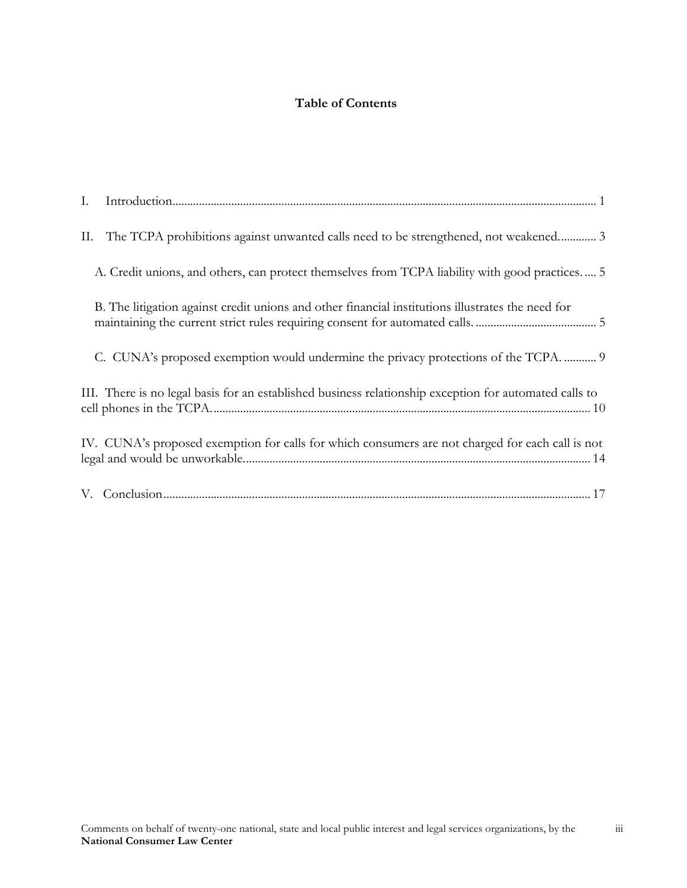**Table of Contents**

I. Introduction ............................................................................................................................................. 1

II. The TCPA prohibitions against unwanted calls need to be strengthened, not weakened. ........... 3

A. Credit unions, and others, can protect themselves from TCPA liability with good practices. .... 5

B. The litigation against credit unions and other financial institutions illustrates the need for maintaining the current strict rules requiring consent for automated calls. ......................................... 5

C. CUNA's proposed exemption would undermine the privacy protections of the TCPA. ........... 9

III. There is no legal basis for an established business relationship exception for automated calls to cell phones in the TCPA. ............................................................................................................................ 10

IV. CUNA's proposed exemption for calls for which consumers are not charged for each call is not legal and would be unworkable. .................................................................................................................. 14

V. Conclusion ............................................................................................................................................. 17

Comments on behalf of twenty-one national, state and local public interest and legal services organizations, by the **National Consumer Law Center**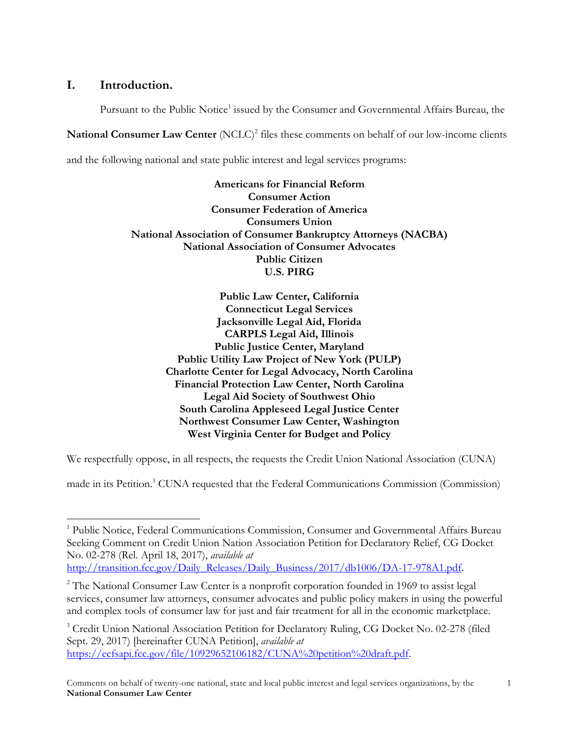## I. Introduction.

Pursuant to the Public Notice[1] issued by the Consumer and Governmental Affairs Bureau, the **National Consumer Law Center** (NCLC)[2] files these comments on behalf of our low-income clients and the following national and state public interest and legal services programs:

**Americans for Financial Reform**
**Consumer Action**
**Consumer Federation of America**
**Consumers Union**
**National Association of Consumer Bankruptcy Attorneys (NACBA)**
**National Association of Consumer Advocates**
**Public Citizen**
**U.S. PIRG**

**Public Law Center, California**
**Connecticut Legal Services**
**Jacksonville Legal Aid, Florida**
**CARPLS Legal Aid, Illinois**
**Public Justice Center, Maryland**
**Public Utility Law Project of New York (PULP)**
**Charlotte Center for Legal Advocacy, North Carolina**
**Financial Protection Law Center, North Carolina**
**Legal Aid Society of Southwest Ohio**
**South Carolina Appleseed Legal Justice Center**
**Northwest Consumer Law Center, Washington**
**West Virginia Center for Budget and Policy**

We respectfully oppose, in all respects, the requests the Credit Union National Association (CUNA) made in its Petition.[3] CUNA requested that the Federal Communications Commission (Commission)

---

[1] Public Notice, Federal Communications Commission, Consumer and Governmental Affairs Bureau Seeking Comment on Credit Union Nation Association Petition for Declaratory Relief, CG Docket No. 02-278 (Rel. April 18, 2017), *available at* http://transition.fcc.gov/Daily_Releases/Daily_Business/2017/db1006/DA-17-978A1.pdf.

[2] The National Consumer Law Center is a nonprofit corporation founded in 1969 to assist legal services, consumer law attorneys, consumer advocates and public policy makers in using the powerful and complex tools of consumer law for just and fair treatment for all in the economic marketplace.

[3] Credit Union National Association Petition for Declaratory Ruling, CG Docket No. 02-278 (filed Sept. 29, 2017) [hereinafter CUNA Petition], *available at* https://ecfsapi.fcc.gov/file/10929652106182/CUNA%20petition%20draft.pdf.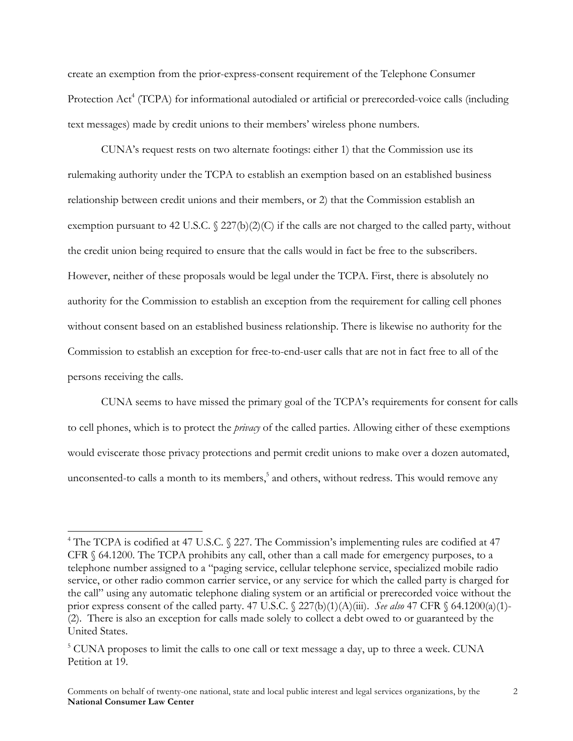create an exemption from the prior-express-consent requirement of the Telephone Consumer Protection Act[4] (TCPA) for informational autodialed or artificial or prerecorded-voice calls (including text messages) made by credit unions to their members' wireless phone numbers.

CUNA's request rests on two alternate footings: either 1) that the Commission use its rulemaking authority under the TCPA to establish an exemption based on an established business relationship between credit unions and their members, or 2) that the Commission establish an exemption pursuant to 42 U.S.C. § 227(b)(2)(C) if the calls are not charged to the called party, without the credit union being required to ensure that the calls would in fact be free to the subscribers. However, neither of these proposals would be legal under the TCPA. First, there is absolutely no authority for the Commission to establish an exception from the requirement for calling cell phones without consent based on an established business relationship. There is likewise no authority for the Commission to establish an exception for free-to-end-user calls that are not in fact free to all of the persons receiving the calls.

CUNA seems to have missed the primary goal of the TCPA's requirements for consent for calls to cell phones, which is to protect the *privacy* of the called parties. Allowing either of these exemptions would eviscerate those privacy protections and permit credit unions to make over a dozen automated, unconsented-to calls a month to its members,[5] and others, without redress. This would remove any

---

[4] The TCPA is codified at 47 U.S.C. § 227. The Commission's implementing rules are codified at 47 CFR § 64.1200. The TCPA prohibits any call, other than a call made for emergency purposes, to a telephone number assigned to a "paging service, cellular telephone service, specialized mobile radio service, or other radio common carrier service, or any service for which the called party is charged for the call" using any automatic telephone dialing system or an artificial or prerecorded voice without the prior express consent of the called party. 47 U.S.C. § 227(b)(1)(A)(iii). *See also* 47 CFR § 64.1200(a)(1)-(2). There is also an exception for calls made solely to collect a debt owed to or guaranteed by the United States.

[5] CUNA proposes to limit the calls to one call or text message a day, up to three a week. CUNA Petition at 19.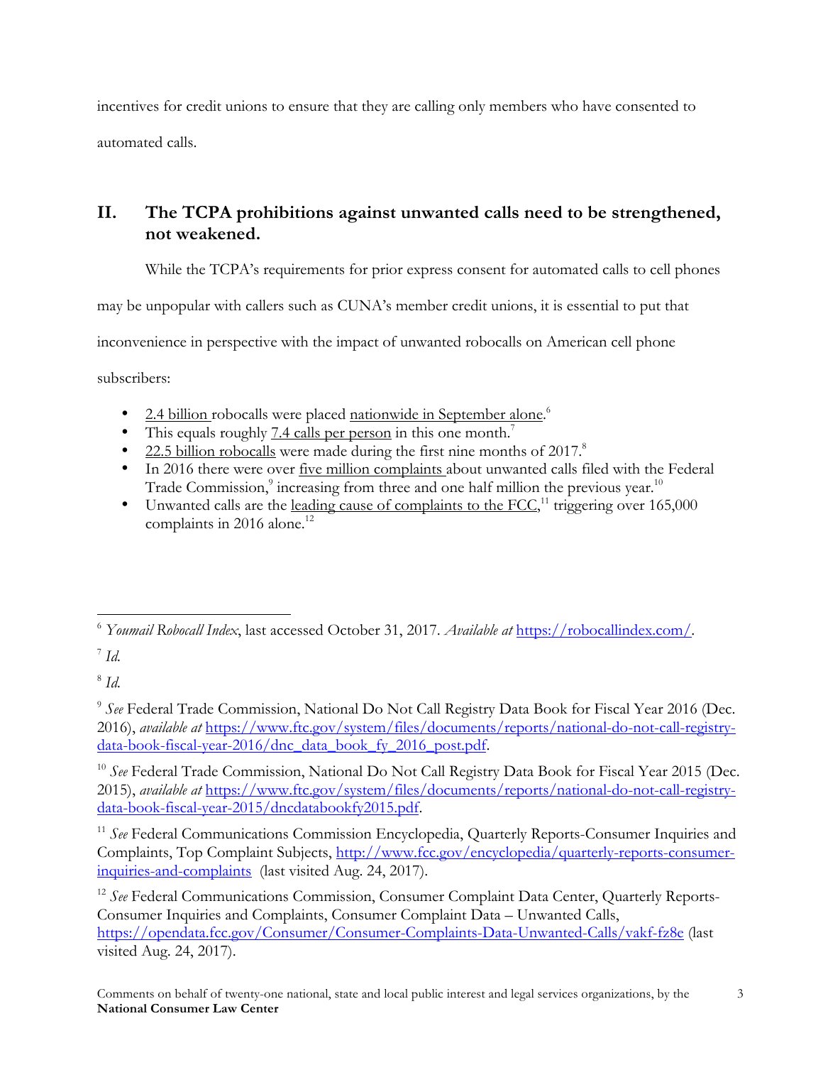incentives for credit unions to ensure that they are calling only members who have consented to automated calls.

## II. The TCPA prohibitions against unwanted calls need to be strengthened, not weakened.

While the TCPA's requirements for prior express consent for automated calls to cell phones may be unpopular with callers such as CUNA's member credit unions, it is essential to put that inconvenience in perspective with the impact of unwanted robocalls on American cell phone subscribers:

- 2.4 billion robocalls were placed nationwide in September alone.[6]
- This equals roughly 7.4 calls per person in this one month.[7]
- 22.5 billion robocalls were made during the first nine months of 2017.[8]
- In 2016 there were over five million complaints about unwanted calls filed with the Federal Trade Commission,[9] increasing from three and one half million the previous year.[10]
- Unwanted calls are the leading cause of complaints to the FCC,[11] triggering over 165,000 complaints in 2016 alone.[12]

---

[6] *Youmail Robocall Index*, last accessed October 31, 2017. *Available at* https://robocallindex.com/.

[7] *Id.*

[8] *Id.*

[9] *See* Federal Trade Commission, National Do Not Call Registry Data Book for Fiscal Year 2016 (Dec. 2016), *available at* https://www.ftc.gov/system/files/documents/reports/national-do-not-call-registry-data-book-fiscal-year-2016/dnc_data_book_fy_2016_post.pdf.

[10] *See* Federal Trade Commission, National Do Not Call Registry Data Book for Fiscal Year 2015 (Dec. 2015), *available at* https://www.ftc.gov/system/files/documents/reports/national-do-not-call-registry-data-book-fiscal-year-2015/dncdatabookfy2015.pdf.

[11] *See* Federal Communications Commission Encyclopedia, Quarterly Reports-Consumer Inquiries and Complaints, Top Complaint Subjects, http://www.fcc.gov/encyclopedia/quarterly-reports-consumer-inquiries-and-complaints (last visited Aug. 24, 2017).

[12] *See* Federal Communications Commission, Consumer Complaint Data Center, Quarterly Reports-Consumer Inquiries and Complaints, Consumer Complaint Data – Unwanted Calls, https://opendata.fcc.gov/Consumer/Consumer-Complaints-Data-Unwanted-Calls/vakf-fz8e (last visited Aug. 24, 2017).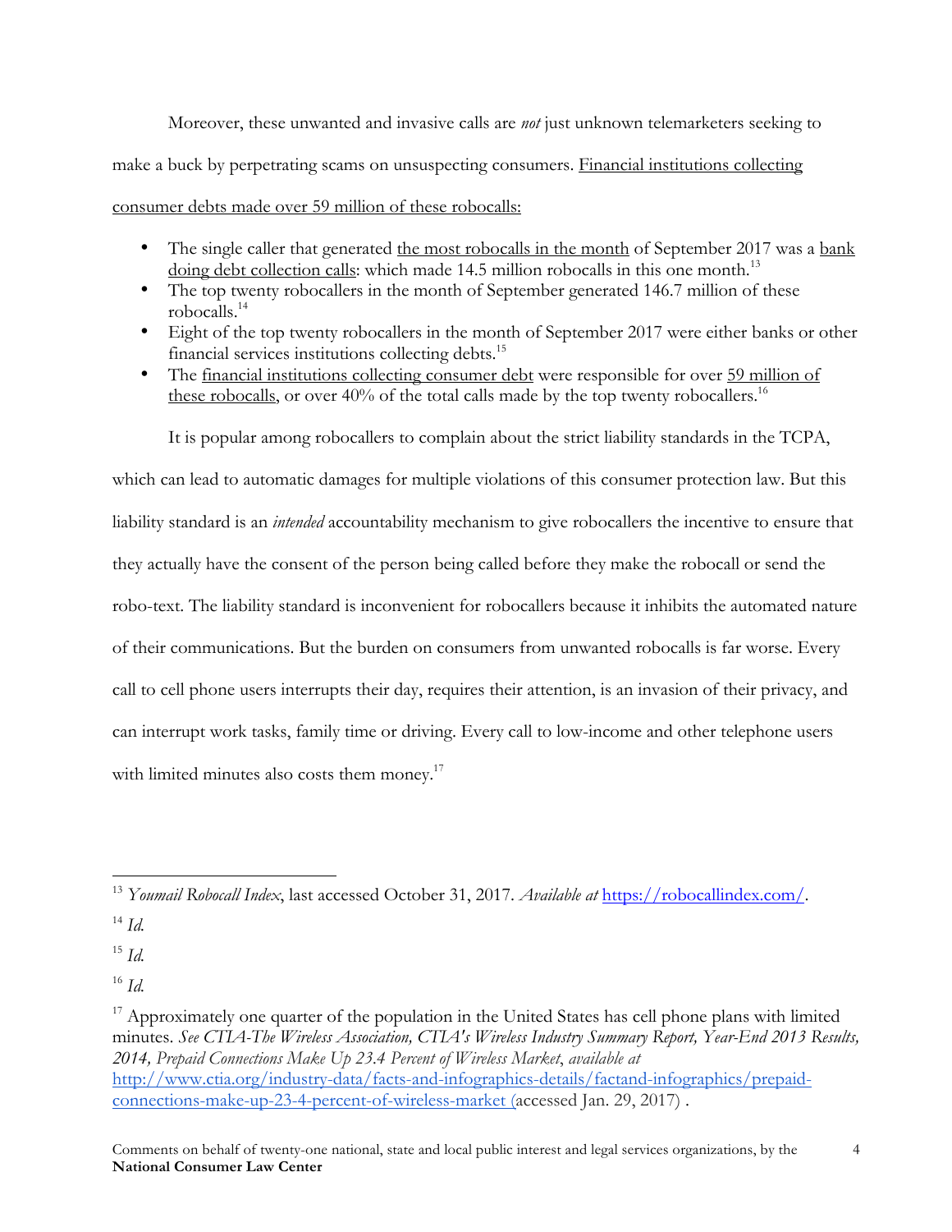Moreover, these unwanted and invasive calls are *not* just unknown telemarketers seeking to make a buck by perpetrating scams on unsuspecting consumers. Financial institutions collecting consumer debts made over 59 million of these robocalls:

- The single caller that generated the most robocalls in the month of September 2017 was a bank doing debt collection calls: which made 14.5 million robocalls in this one month.[13]
- The top twenty robocallers in the month of September generated 146.7 million of these robocalls.[14]
- Eight of the top twenty robocallers in the month of September 2017 were either banks or other financial services institutions collecting debts.[15]
- The financial institutions collecting consumer debt were responsible for over 59 million of these robocalls, or over 40% of the total calls made by the top twenty robocallers.[16]

It is popular among robocallers to complain about the strict liability standards in the TCPA, which can lead to automatic damages for multiple violations of this consumer protection law. But this liability standard is an *intended* accountability mechanism to give robocallers the incentive to ensure that they actually have the consent of the person being called before they make the robocall or send the robo-text. The liability standard is inconvenient for robocallers because it inhibits the automated nature of their communications. But the burden on consumers from unwanted robocalls is far worse. Every call to cell phone users interrupts their day, requires their attention, is an invasion of their privacy, and can interrupt work tasks, family time or driving. Every call to low-income and other telephone users with limited minutes also costs them money.[17]

---

[13] *Youmail Robocall Index*, last accessed October 31, 2017. *Available at* https://robocallindex.com/.

[14] *Id.*

[15] *Id.*

[16] *Id.*

[17] Approximately one quarter of the population in the United States has cell phone plans with limited minutes. *See CTIA-The Wireless Association, CTIA's Wireless Industry Summary Report, Year-End 2013 Results, 2014, Prepaid Connections Make Up 23.4 Percent of Wireless Market*, *available at* http://www.ctia.org/industry-data/facts-and-infographics-details/factand-infographics/prepaid-connections-make-up-23-4-percent-of-wireless-market (accessed Jan. 29, 2017) .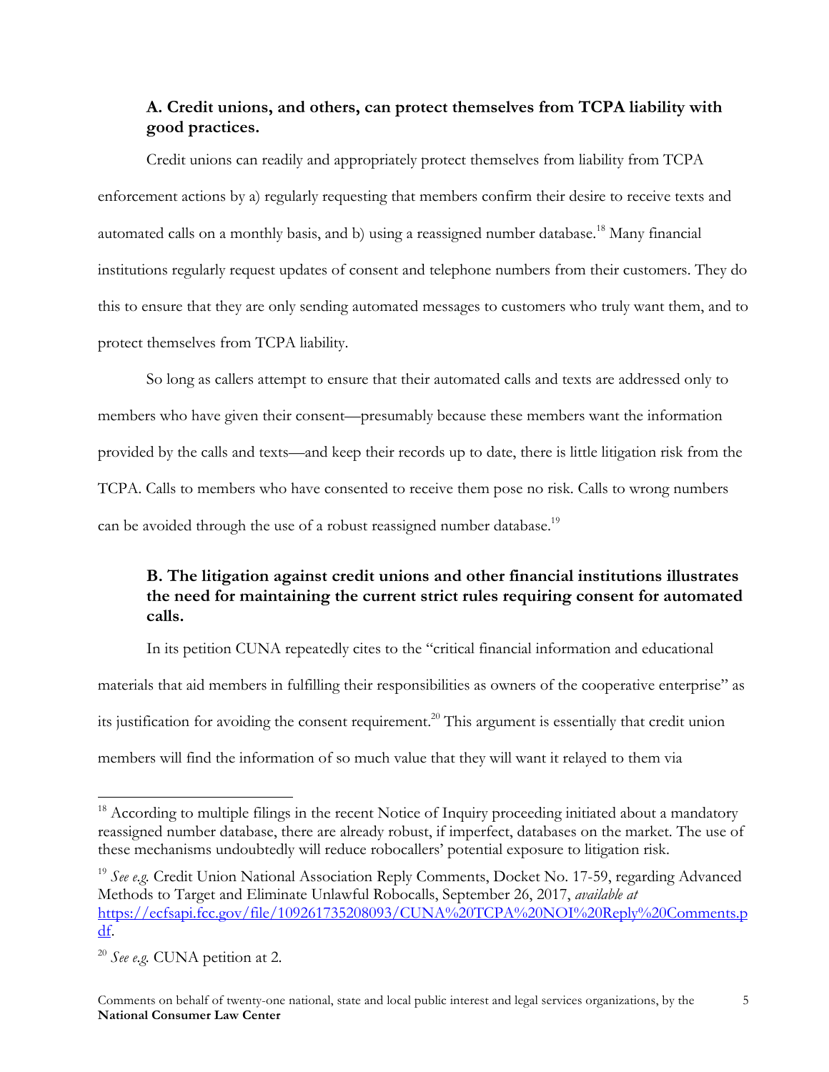### A. Credit unions, and others, can protect themselves from TCPA liability with good practices.

Credit unions can readily and appropriately protect themselves from liability from TCPA enforcement actions by a) regularly requesting that members confirm their desire to receive texts and automated calls on a monthly basis, and b) using a reassigned number database.[18] Many financial institutions regularly request updates of consent and telephone numbers from their customers. They do this to ensure that they are only sending automated messages to customers who truly want them, and to protect themselves from TCPA liability.

So long as callers attempt to ensure that their automated calls and texts are addressed only to members who have given their consent—presumably because these members want the information provided by the calls and texts—and keep their records up to date, there is little litigation risk from the TCPA. Calls to members who have consented to receive them pose no risk. Calls to wrong numbers can be avoided through the use of a robust reassigned number database.[19]

### B. The litigation against credit unions and other financial institutions illustrates the need for maintaining the current strict rules requiring consent for automated calls.

In its petition CUNA repeatedly cites to the "critical financial information and educational materials that aid members in fulfilling their responsibilities as owners of the cooperative enterprise" as its justification for avoiding the consent requirement.[20] This argument is essentially that credit union members will find the information of so much value that they will want it relayed to them via

---

[18] According to multiple filings in the recent Notice of Inquiry proceeding initiated about a mandatory reassigned number database, there are already robust, if imperfect, databases on the market. The use of these mechanisms undoubtedly will reduce robocallers' potential exposure to litigation risk.

[19] *See e.g.* Credit Union National Association Reply Comments, Docket No. 17-59, regarding Advanced Methods to Target and Eliminate Unlawful Robocalls, September 26, 2017, *available at* https://ecfsapi.fcc.gov/file/109261735208093/CUNA%20TCPA%20NOI%20Reply%20Comments.pdf.

[20] *See e.g.* CUNA petition at 2.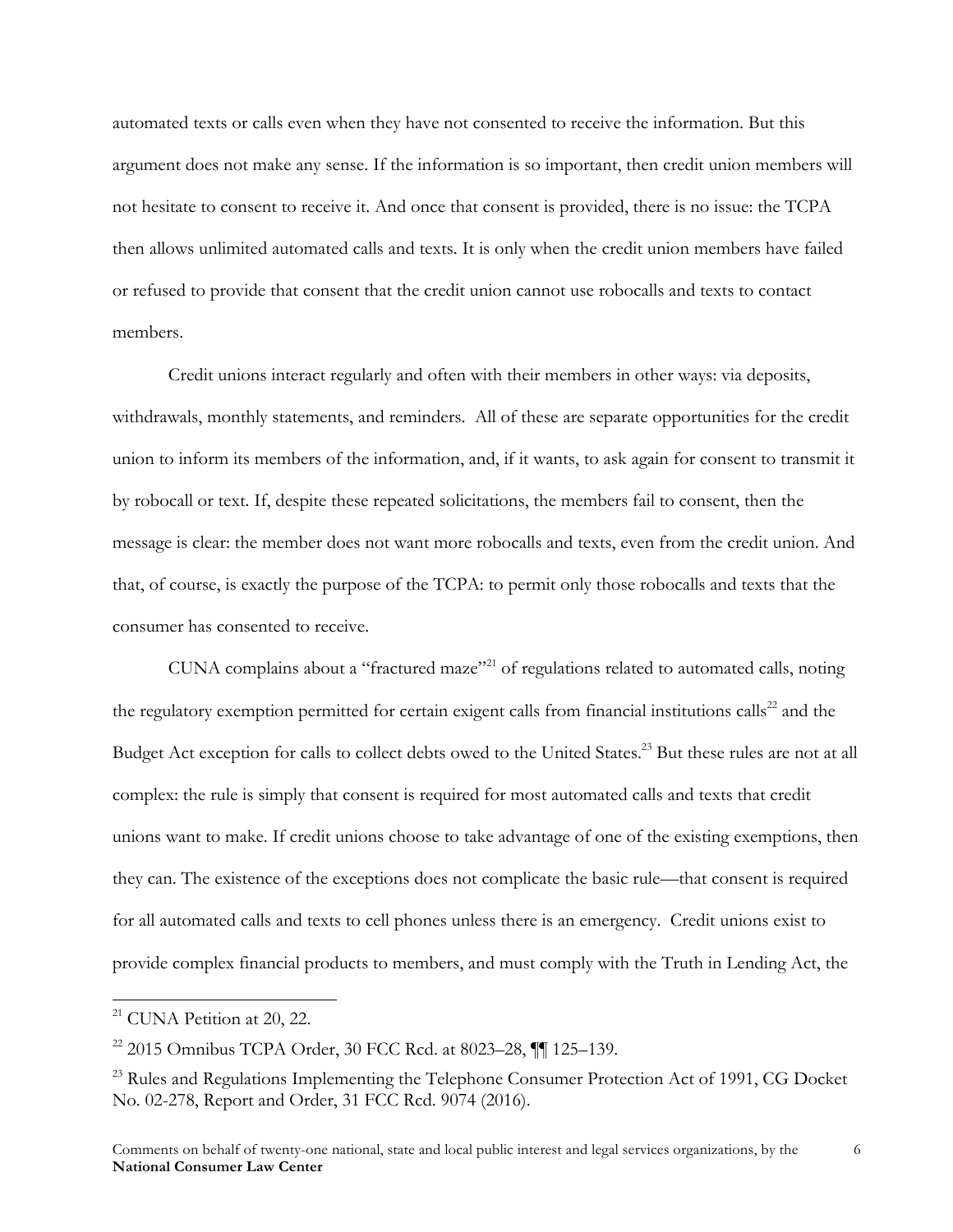automated texts or calls even when they have not consented to receive the information. But this argument does not make any sense. If the information is so important, then credit union members will not hesitate to consent to receive it. And once that consent is provided, there is no issue: the TCPA then allows unlimited automated calls and texts. It is only when the credit union members have failed or refused to provide that consent that the credit union cannot use robocalls and texts to contact members.

Credit unions interact regularly and often with their members in other ways: via deposits, withdrawals, monthly statements, and reminders. All of these are separate opportunities for the credit union to inform its members of the information, and, if it wants, to ask again for consent to transmit it by robocall or text. If, despite these repeated solicitations, the members fail to consent, then the message is clear: the member does not want more robocalls and texts, even from the credit union. And that, of course, is exactly the purpose of the TCPA: to permit only those robocalls and texts that the consumer has consented to receive.

CUNA complains about a "fractured maze"[21] of regulations related to automated calls, noting the regulatory exemption permitted for certain exigent calls from financial institutions calls[22] and the Budget Act exception for calls to collect debts owed to the United States.[23] But these rules are not at all complex: the rule is simply that consent is required for most automated calls and texts that credit unions want to make. If credit unions choose to take advantage of one of the existing exemptions, then they can. The existence of the exceptions does not complicate the basic rule—that consent is required for all automated calls and texts to cell phones unless there is an emergency. Credit unions exist to provide complex financial products to members, and must comply with the Truth in Lending Act, the

---

[21] CUNA Petition at 20, 22.

[22] 2015 Omnibus TCPA Order, 30 FCC Rcd. at 8023–28, ¶¶ 125–139.

[23] Rules and Regulations Implementing the Telephone Consumer Protection Act of 1991, CG Docket No. 02-278, Report and Order, 31 FCC Rcd. 9074 (2016).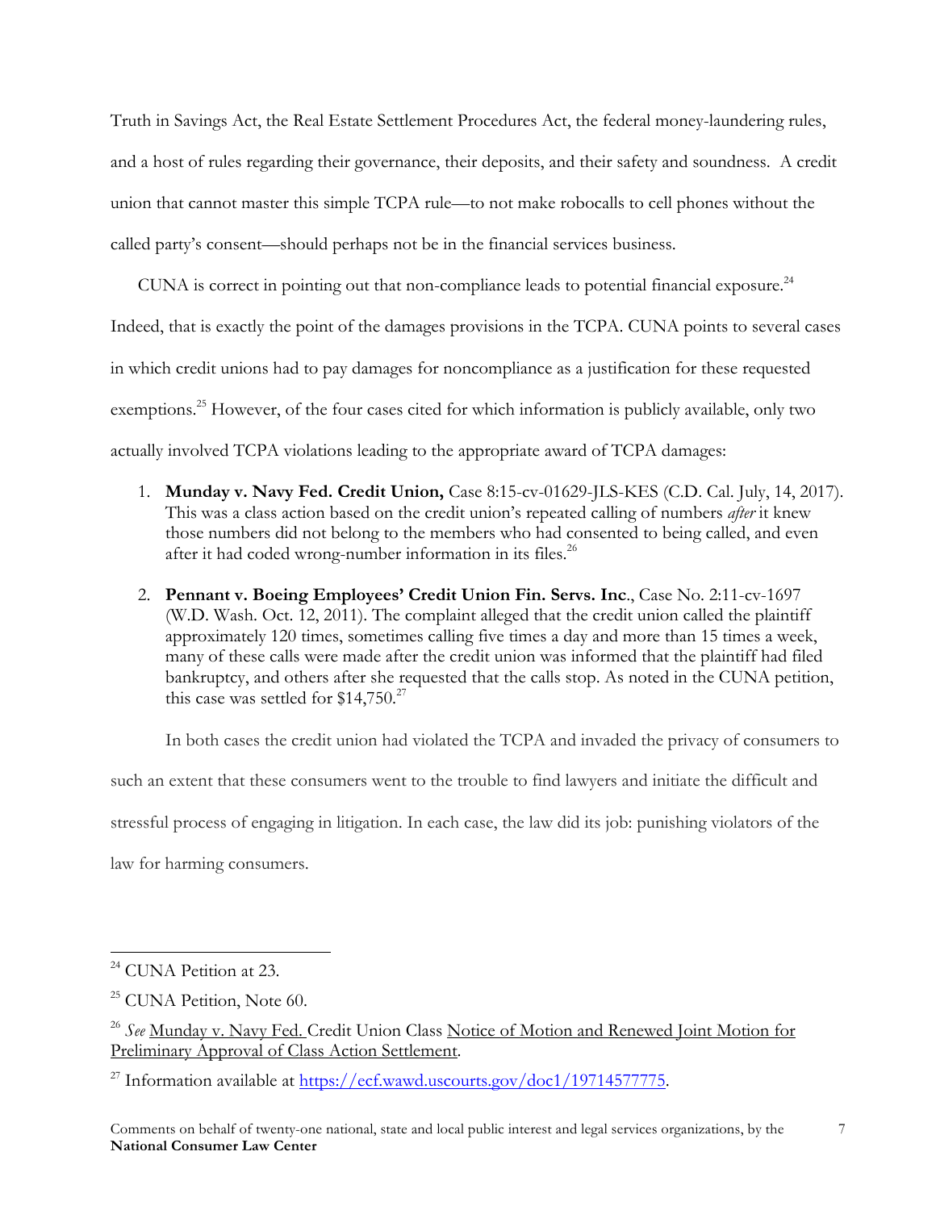Truth in Savings Act, the Real Estate Settlement Procedures Act, the federal money-laundering rules, and a host of rules regarding their governance, their deposits, and their safety and soundness. A credit union that cannot master this simple TCPA rule—to not make robocalls to cell phones without the called party's consent—should perhaps not be in the financial services business.

CUNA is correct in pointing out that non-compliance leads to potential financial exposure.[24] Indeed, that is exactly the point of the damages provisions in the TCPA. CUNA points to several cases in which credit unions had to pay damages for noncompliance as a justification for these requested exemptions.[25] However, of the four cases cited for which information is publicly available, only two actually involved TCPA violations leading to the appropriate award of TCPA damages:

1. **Munday v. Navy Fed. Credit Union,** Case 8:15-cv-01629-JLS-KES (C.D. Cal. July, 14, 2017). This was a class action based on the credit union's repeated calling of numbers *after* it knew those numbers did not belong to the members who had consented to being called, and even after it had coded wrong-number information in its files.[26]

2. **Pennant v. Boeing Employees' Credit Union Fin. Servs. Inc**., Case No. 2:11-cv-1697 (W.D. Wash. Oct. 12, 2011). The complaint alleged that the credit union called the plaintiff approximately 120 times, sometimes calling five times a day and more than 15 times a week, many of these calls were made after the credit union was informed that the plaintiff had filed bankruptcy, and others after she requested that the calls stop. As noted in the CUNA petition, this case was settled for $14,750.[27]

In both cases the credit union had violated the TCPA and invaded the privacy of consumers to such an extent that these consumers went to the trouble to find lawyers and initiate the difficult and stressful process of engaging in litigation. In each case, the law did its job: punishing violators of the law for harming consumers.

---

[24] CUNA Petition at 23.

[25] CUNA Petition, Note 60.

[26] *See* Munday v. Navy Fed. Credit Union Class Notice of Motion and Renewed Joint Motion for Preliminary Approval of Class Action Settlement.

[27] Information available at https://ecf.wawd.uscourts.gov/doc1/19714577775.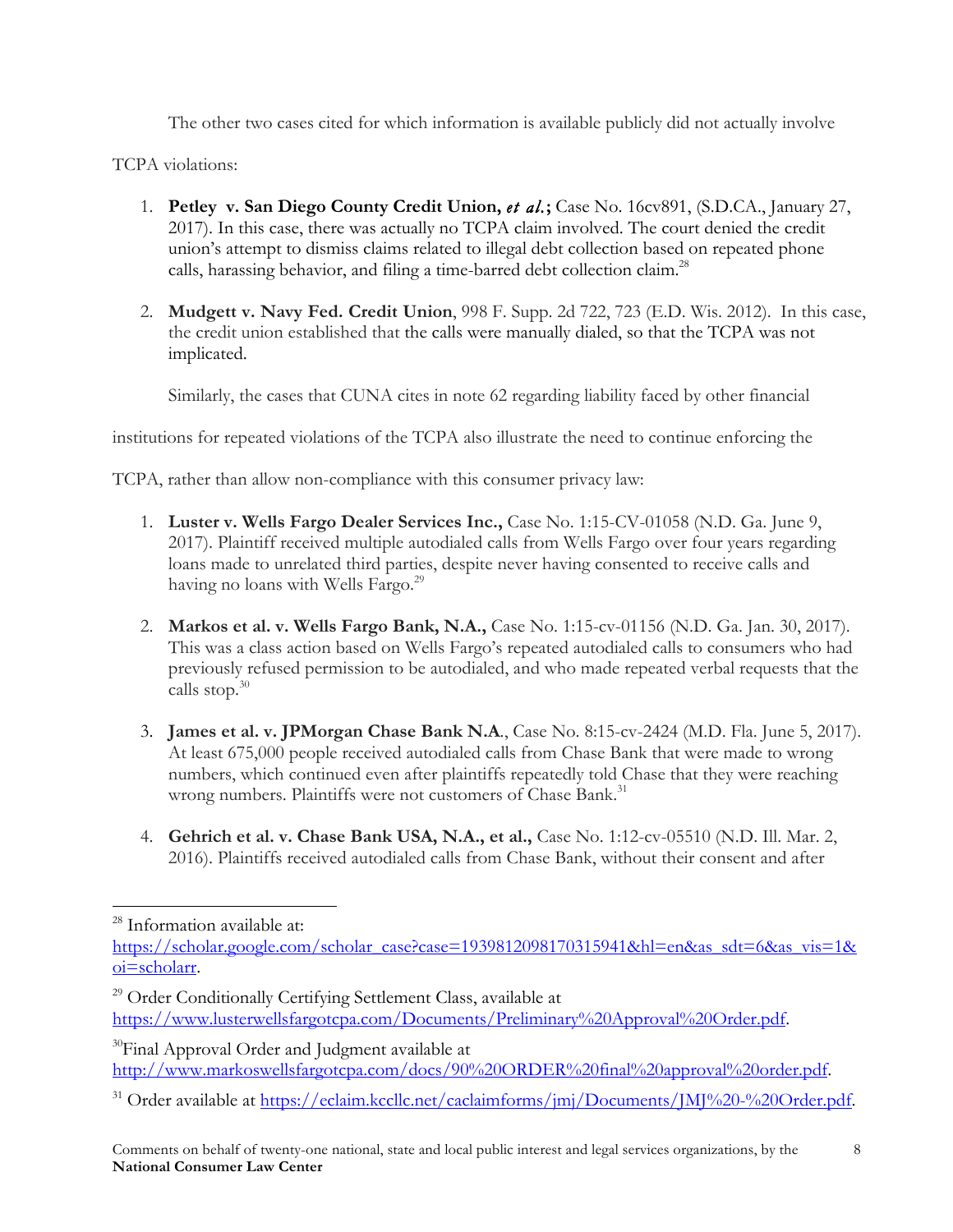The other two cases cited for which information is available publicly did not actually involve TCPA violations:

1. **Petley v. San Diego County Credit Union, *et al.*;** Case No. 16cv891, (S.D.CA., January 27, 2017). In this case, there was actually no TCPA claim involved. The court denied the credit union's attempt to dismiss claims related to illegal debt collection based on repeated phone calls, harassing behavior, and filing a time-barred debt collection claim.[28]

2. **Mudgett v. Navy Fed. Credit Union**, 998 F. Supp. 2d 722, 723 (E.D. Wis. 2012). In this case, the credit union established that the calls were manually dialed, so that the TCPA was not implicated.

Similarly, the cases that CUNA cites in note 62 regarding liability faced by other financial institutions for repeated violations of the TCPA also illustrate the need to continue enforcing the TCPA, rather than allow non-compliance with this consumer privacy law:

1. **Luster v. Wells Fargo Dealer Services Inc.,** Case No. 1:15-CV-01058 (N.D. Ga. June 9, 2017). Plaintiff received multiple autodialed calls from Wells Fargo over four years regarding loans made to unrelated third parties, despite never having consented to receive calls and having no loans with Wells Fargo.[29]

2. **Markos et al. v. Wells Fargo Bank, N.A.,** Case No. 1:15-cv-01156 (N.D. Ga. Jan. 30, 2017). This was a class action based on Wells Fargo's repeated autodialed calls to consumers who had previously refused permission to be autodialed, and who made repeated verbal requests that the calls stop.[30]

3. **James et al. v. JPMorgan Chase Bank N.A**., Case No. 8:15-cv-2424 (M.D. Fla. June 5, 2017). At least 675,000 people received autodialed calls from Chase Bank that were made to wrong numbers, which continued even after plaintiffs repeatedly told Chase that they were reaching wrong numbers. Plaintiffs were not customers of Chase Bank.[31]

4. **Gehrich et al. v. Chase Bank USA, N.A., et al.,** Case No. 1:12-cv-05510 (N.D. Ill. Mar. 2, 2016). Plaintiffs received autodialed calls from Chase Bank, without their consent and after

---

[28] Information available at: https://scholar.google.com/scholar_case?case=1939812098170315941&hl=en&as_sdt=6&as_vis=1&oi=scholarr.

[29] Order Conditionally Certifying Settlement Class, available at https://www.lusterwellsfargotcpa.com/Documents/Preliminary%20Approval%20Order.pdf.

[30] Final Approval Order and Judgment available at http://www.markoswellsfargotcpa.com/docs/90%20ORDER%20final%20approval%20order.pdf.

[31] Order available at https://eclaim.kccllc.net/caclaimforms/jmj/Documents/JMJ%20-%20Order.pdf.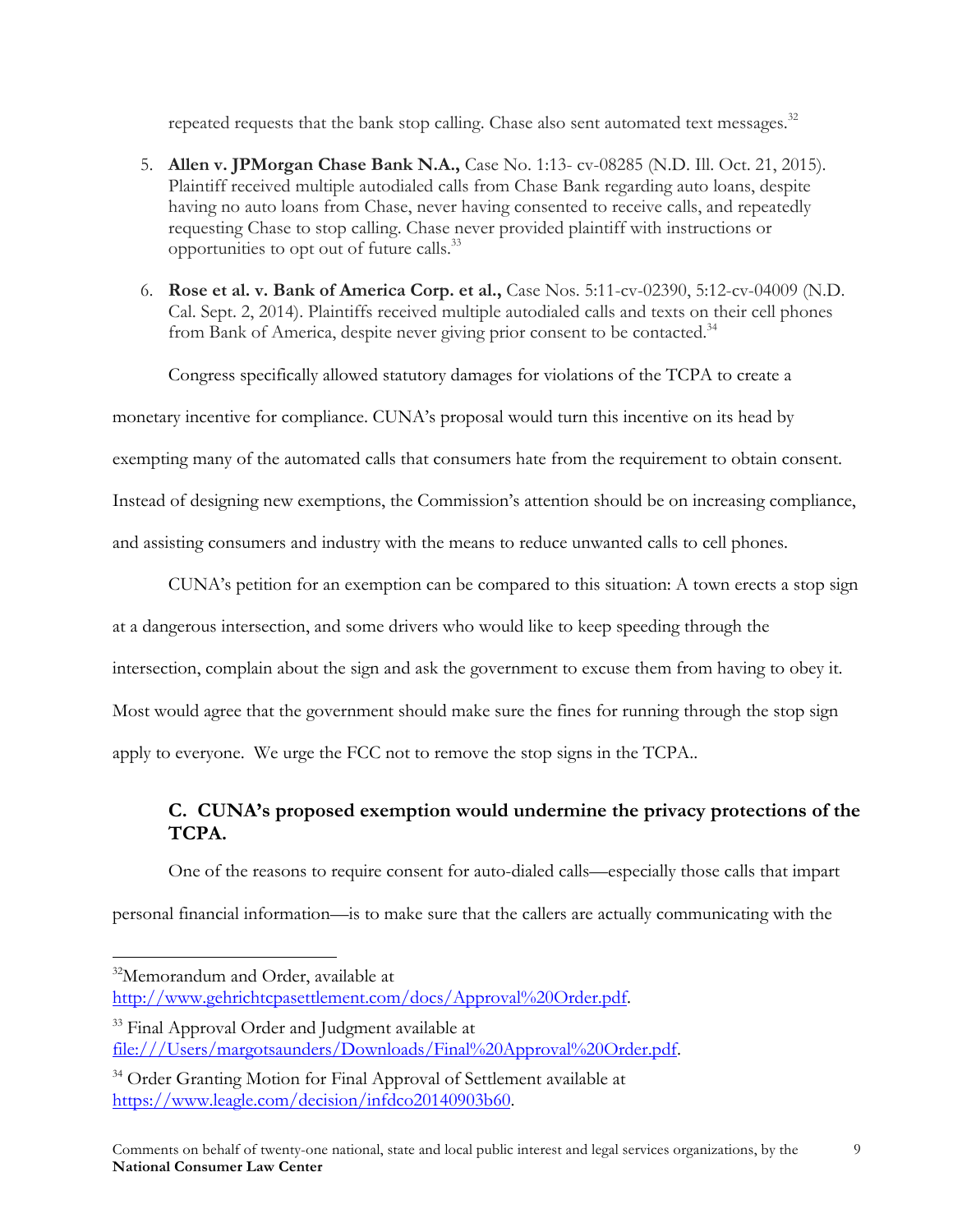repeated requests that the bank stop calling. Chase also sent automated text messages.[32]

5. **Allen v. JPMorgan Chase Bank N.A.,** Case No. 1:13- cv-08285 (N.D. Ill. Oct. 21, 2015). Plaintiff received multiple autodialed calls from Chase Bank regarding auto loans, despite having no auto loans from Chase, never having consented to receive calls, and repeatedly requesting Chase to stop calling. Chase never provided plaintiff with instructions or opportunities to opt out of future calls.[33]

6. **Rose et al. v. Bank of America Corp. et al.,** Case Nos. 5:11-cv-02390, 5:12-cv-04009 (N.D. Cal. Sept. 2, 2014). Plaintiffs received multiple autodialed calls and texts on their cell phones from Bank of America, despite never giving prior consent to be contacted.[34]

Congress specifically allowed statutory damages for violations of the TCPA to create a monetary incentive for compliance. CUNA's proposal would turn this incentive on its head by exempting many of the automated calls that consumers hate from the requirement to obtain consent. Instead of designing new exemptions, the Commission's attention should be on increasing compliance, and assisting consumers and industry with the means to reduce unwanted calls to cell phones.

CUNA's petition for an exemption can be compared to this situation: A town erects a stop sign at a dangerous intersection, and some drivers who would like to keep speeding through the intersection, complain about the sign and ask the government to excuse them from having to obey it. Most would agree that the government should make sure the fines for running through the stop sign apply to everyone. We urge the FCC not to remove the stop signs in the TCPA..

### C. CUNA's proposed exemption would undermine the privacy protections of the TCPA.

One of the reasons to require consent for auto-dialed calls—especially those calls that impart personal financial information—is to make sure that the callers are actually communicating with the

---

[32] Memorandum and Order, available at http://www.gehrichtcpasettlement.com/docs/Approval%20Order.pdf.

[33] Final Approval Order and Judgment available at file:///Users/margotsaunders/Downloads/Final%20Approval%20Order.pdf.

[34] Order Granting Motion for Final Approval of Settlement available at https://www.leagle.com/decision/infdco20140903b60.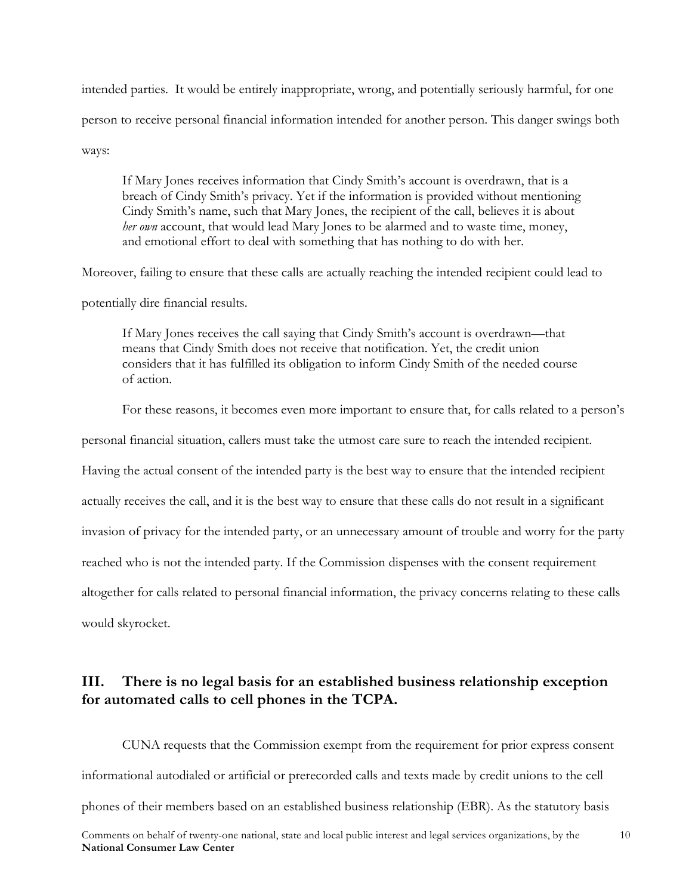intended parties. It would be entirely inappropriate, wrong, and potentially seriously harmful, for one person to receive personal financial information intended for another person. This danger swings both ways:

> If Mary Jones receives information that Cindy Smith's account is overdrawn, that is a breach of Cindy Smith's privacy. Yet if the information is provided without mentioning Cindy Smith's name, such that Mary Jones, the recipient of the call, believes it is about *her own* account, that would lead Mary Jones to be alarmed and to waste time, money, and emotional effort to deal with something that has nothing to do with her.

Moreover, failing to ensure that these calls are actually reaching the intended recipient could lead to potentially dire financial results.

> If Mary Jones receives the call saying that Cindy Smith's account is overdrawn—that means that Cindy Smith does not receive that notification. Yet, the credit union considers that it has fulfilled its obligation to inform Cindy Smith of the needed course of action.

For these reasons, it becomes even more important to ensure that, for calls related to a person's personal financial situation, callers must take the utmost care sure to reach the intended recipient. Having the actual consent of the intended party is the best way to ensure that the intended recipient actually receives the call, and it is the best way to ensure that these calls do not result in a significant invasion of privacy for the intended party, or an unnecessary amount of trouble and worry for the party reached who is not the intended party. If the Commission dispenses with the consent requirement altogether for calls related to personal financial information, the privacy concerns relating to these calls would skyrocket.

## III. There is no legal basis for an established business relationship exception for automated calls to cell phones in the TCPA.

CUNA requests that the Commission exempt from the requirement for prior express consent informational autodialed or artificial or prerecorded calls and texts made by credit unions to the cell phones of their members based on an established business relationship (EBR). As the statutory basis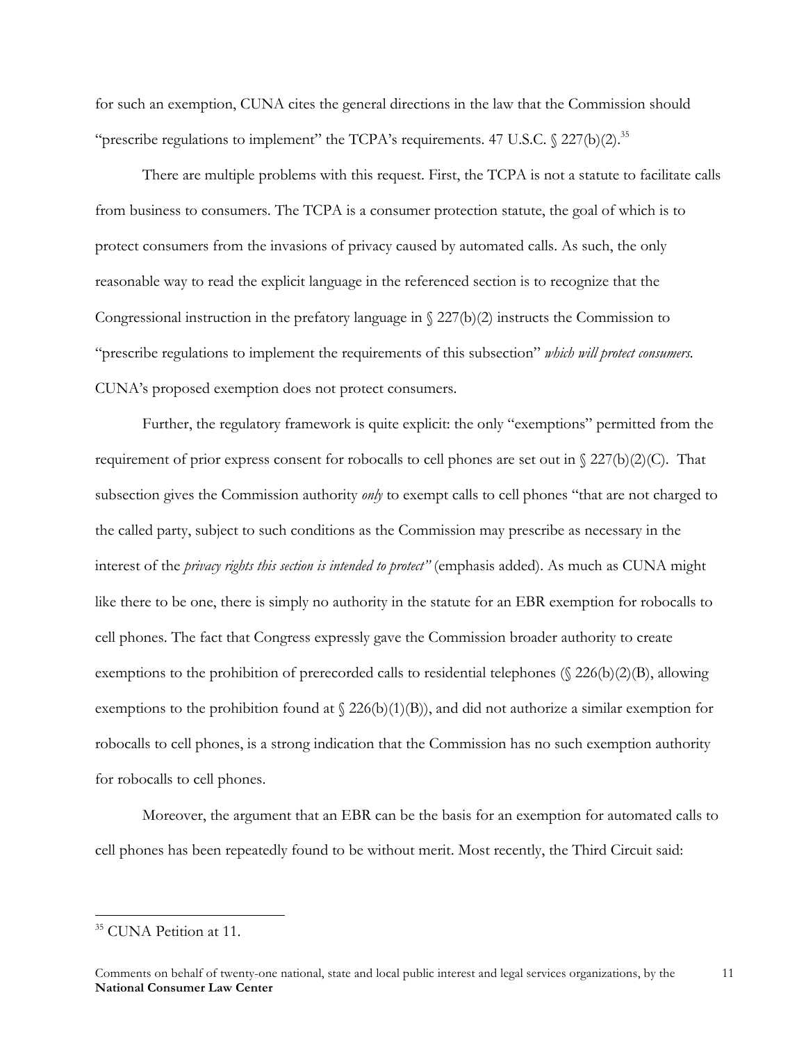for such an exemption, CUNA cites the general directions in the law that the Commission should "prescribe regulations to implement" the TCPA's requirements. 47 U.S.C. § 227(b)(2).[35]

There are multiple problems with this request. First, the TCPA is not a statute to facilitate calls from business to consumers. The TCPA is a consumer protection statute, the goal of which is to protect consumers from the invasions of privacy caused by automated calls. As such, the only reasonable way to read the explicit language in the referenced section is to recognize that the Congressional instruction in the prefatory language in § 227(b)(2) instructs the Commission to "prescribe regulations to implement the requirements of this subsection" *which will protect consumers.* CUNA's proposed exemption does not protect consumers.

Further, the regulatory framework is quite explicit: the only "exemptions" permitted from the requirement of prior express consent for robocalls to cell phones are set out in § 227(b)(2)(C). That subsection gives the Commission authority *only* to exempt calls to cell phones "that are not charged to the called party, subject to such conditions as the Commission may prescribe as necessary in the interest of the *privacy rights this section is intended to protect"* (emphasis added). As much as CUNA might like there to be one, there is simply no authority in the statute for an EBR exemption for robocalls to cell phones. The fact that Congress expressly gave the Commission broader authority to create exemptions to the prohibition of prerecorded calls to residential telephones (§ 226(b)(2)(B), allowing exemptions to the prohibition found at § 226(b)(1)(B)), and did not authorize a similar exemption for robocalls to cell phones, is a strong indication that the Commission has no such exemption authority for robocalls to cell phones.

Moreover, the argument that an EBR can be the basis for an exemption for automated calls to cell phones has been repeatedly found to be without merit. Most recently, the Third Circuit said:

---

[35] CUNA Petition at 11.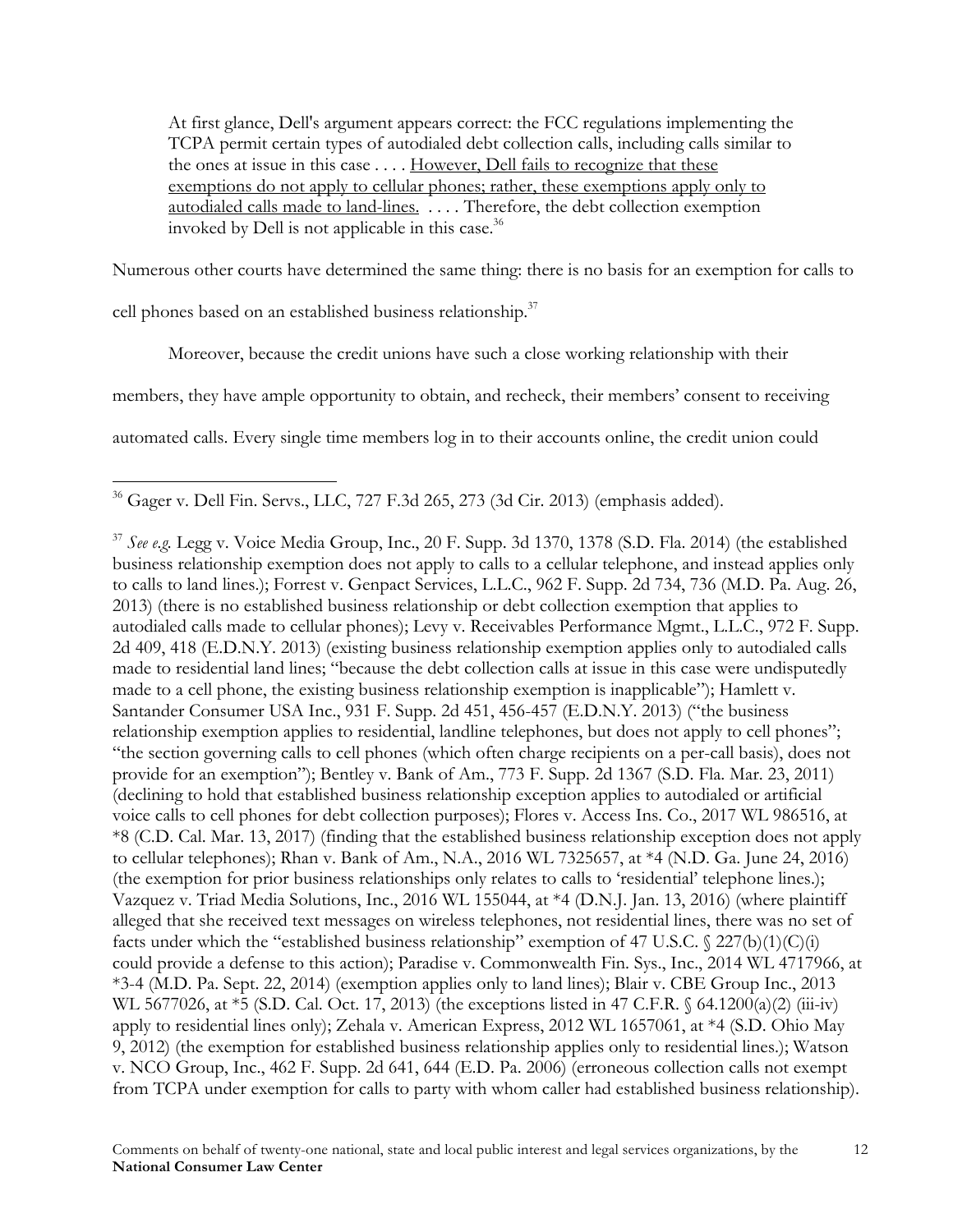> At first glance, Dell's argument appears correct: the FCC regulations implementing the TCPA permit certain types of autodialed debt collection calls, including calls similar to the ones at issue in this case . . . . <u>However, Dell fails to recognize that these exemptions do not apply to cellular phones; rather, these exemptions apply only to autodialed calls made to land-lines.</u> . . . . Therefore, the debt collection exemption invoked by Dell is not applicable in this case.[36]

Numerous other courts have determined the same thing: there is no basis for an exemption for calls to cell phones based on an established business relationship.[37]

Moreover, because the credit unions have such a close working relationship with their members, they have ample opportunity to obtain, and recheck, their members' consent to receiving automated calls. Every single time members log in to their accounts online, the credit union could

---

[36] Gager v. Dell Fin. Servs., LLC, 727 F.3d 265, 273 (3d Cir. 2013) (emphasis added).

[37] *See e.g.* Legg v. Voice Media Group, Inc., 20 F. Supp. 3d 1370, 1378 (S.D. Fla. 2014) (the established business relationship exemption does not apply to calls to a cellular telephone, and instead applies only to calls to land lines.); Forrest v. Genpact Services, L.L.C., 962 F. Supp. 2d 734, 736 (M.D. Pa. Aug. 26, 2013) (there is no established business relationship or debt collection exemption that applies to autodialed calls made to cellular phones); Levy v. Receivables Performance Mgmt., L.L.C., 972 F. Supp. 2d 409, 418 (E.D.N.Y. 2013) (existing business relationship exemption applies only to autodialed calls made to residential land lines; "because the debt collection calls at issue in this case were undisputedly made to a cell phone, the existing business relationship exemption is inapplicable"); Hamlett v. Santander Consumer USA Inc., 931 F. Supp. 2d 451, 456-457 (E.D.N.Y. 2013) ("the business relationship exemption applies to residential, landline telephones, but does not apply to cell phones"; "the section governing calls to cell phones (which often charge recipients on a per-call basis), does not provide for an exemption"); Bentley v. Bank of Am., 773 F. Supp. 2d 1367 (S.D. Fla. Mar. 23, 2011) (declining to hold that established business relationship exception applies to autodialed or artificial voice calls to cell phones for debt collection purposes); Flores v. Access Ins. Co., 2017 WL 986516, at *8 (C.D. Cal. Mar. 13, 2017) (finding that the established business relationship exception does not apply to cellular telephones); Rhan v. Bank of Am., N.A., 2016 WL 7325657, at *4 (N.D. Ga. June 24, 2016) (the exemption for prior business relationships only relates to calls to 'residential' telephone lines.); Vazquez v. Triad Media Solutions, Inc., 2016 WL 155044, at *4 (D.N.J. Jan. 13, 2016) (where plaintiff alleged that she received text messages on wireless telephones, not residential lines, there was no set of facts under which the "established business relationship" exemption of 47 U.S.C. § 227(b)(1)(C)(i) could provide a defense to this action); Paradise v. Commonwealth Fin. Sys., Inc., 2014 WL 4717966, at *3-4 (M.D. Pa. Sept. 22, 2014) (exemption applies only to land lines); Blair v. CBE Group Inc., 2013 WL 5677026, at *5 (S.D. Cal. Oct. 17, 2013) (the exceptions listed in 47 C.F.R. § 64.1200(a)(2) (iii-iv) apply to residential lines only); Zehala v. American Express, 2012 WL 1657061, at *4 (S.D. Ohio May 9, 2012) (the exemption for established business relationship applies only to residential lines.); Watson v. NCO Group, Inc., 462 F. Supp. 2d 641, 644 (E.D. Pa. 2006) (erroneous collection calls not exempt from TCPA under exemption for calls to party with whom caller had established business relationship).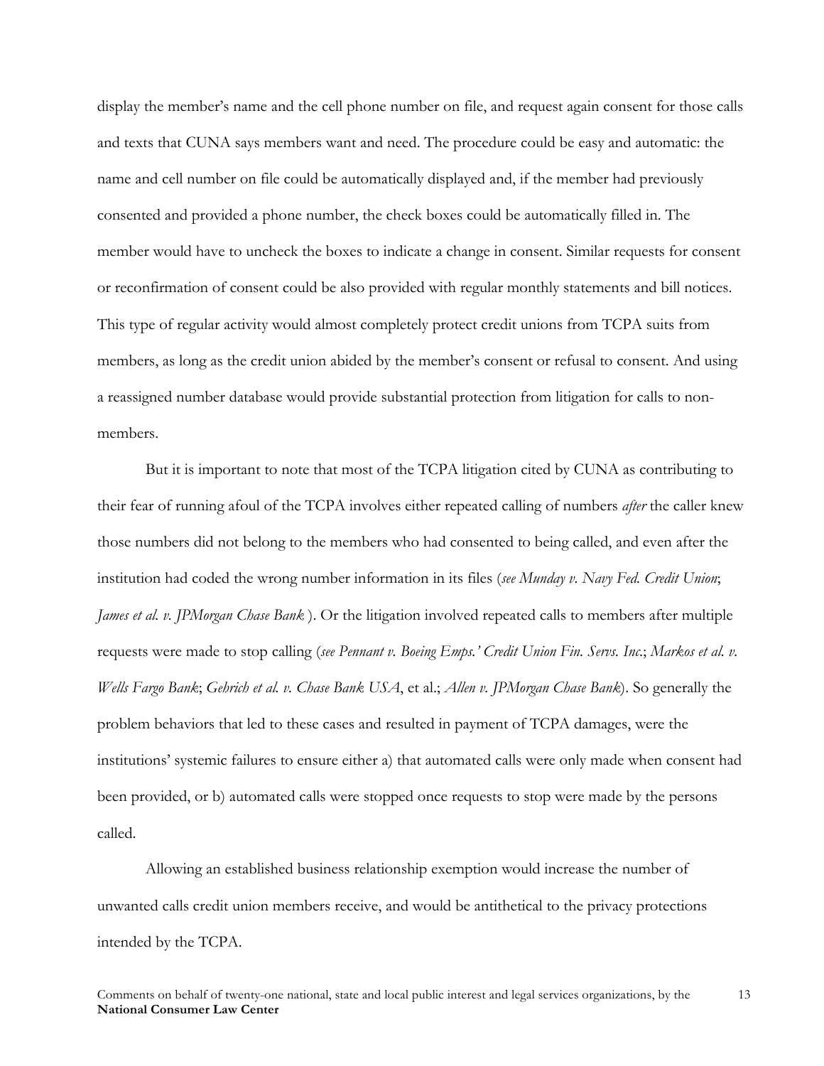display the member's name and the cell phone number on file, and request again consent for those calls and texts that CUNA says members want and need. The procedure could be easy and automatic: the name and cell number on file could be automatically displayed and, if the member had previously consented and provided a phone number, the check boxes could be automatically filled in. The member would have to uncheck the boxes to indicate a change in consent. Similar requests for consent or reconfirmation of consent could be also provided with regular monthly statements and bill notices. This type of regular activity would almost completely protect credit unions from TCPA suits from members, as long as the credit union abided by the member's consent or refusal to consent. And using a reassigned number database would provide substantial protection from litigation for calls to non-members.

But it is important to note that most of the TCPA litigation cited by CUNA as contributing to their fear of running afoul of the TCPA involves either repeated calling of numbers *after* the caller knew those numbers did not belong to the members who had consented to being called, and even after the institution had coded the wrong number information in its files (*see Munday v. Navy Fed. Credit Union*; *James et al. v. JPMorgan Chase Bank* ). Or the litigation involved repeated calls to members after multiple requests were made to stop calling (*see Pennant v. Boeing Emps.' Credit Union Fin. Servs. Inc.*; *Markos et al. v. Wells Fargo Bank*; *Gehrich et al. v. Chase Bank USA*, et al.; *Allen v. JPMorgan Chase Bank*). So generally the problem behaviors that led to these cases and resulted in payment of TCPA damages, were the institutions' systemic failures to ensure either a) that automated calls were only made when consent had been provided, or b) automated calls were stopped once requests to stop were made by the persons called.

Allowing an established business relationship exemption would increase the number of unwanted calls credit union members receive, and would be antithetical to the privacy protections intended by the TCPA.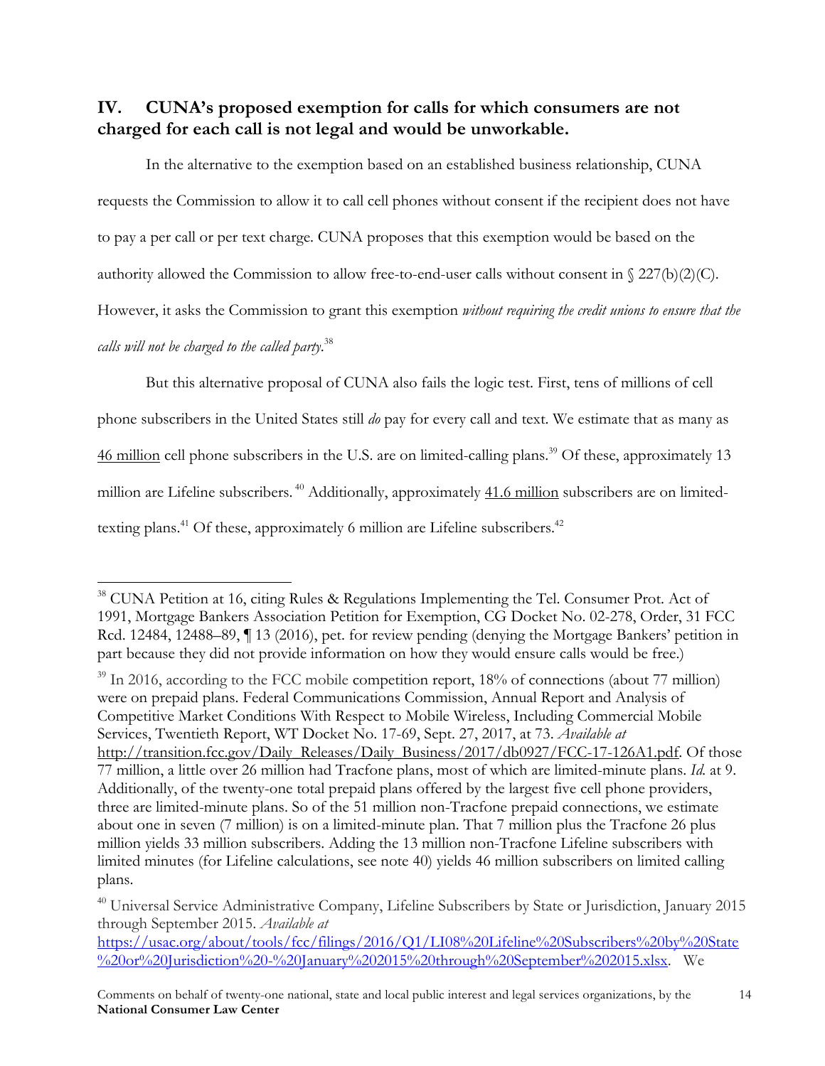## IV. CUNA's proposed exemption for calls for which consumers are not charged for each call is not legal and would be unworkable.

In the alternative to the exemption based on an established business relationship, CUNA requests the Commission to allow it to call cell phones without consent if the recipient does not have to pay a per call or per text charge. CUNA proposes that this exemption would be based on the authority allowed the Commission to allow free-to-end-user calls without consent in § 227(b)(2)(C). However, it asks the Commission to grant this exemption *without requiring the credit unions to ensure that the calls will not be charged to the called party.*[38]

But this alternative proposal of CUNA also fails the logic test. First, tens of millions of cell phone subscribers in the United States still *do* pay for every call and text. We estimate that as many as 46 million cell phone subscribers in the U.S. are on limited-calling plans.[39] Of these, approximately 13 million are Lifeline subscribers.[40] Additionally, approximately 41.6 million subscribers are on limited-texting plans.[41] Of these, approximately 6 million are Lifeline subscribers.[42]

---

[38] CUNA Petition at 16, citing Rules & Regulations Implementing the Tel. Consumer Prot. Act of 1991, Mortgage Bankers Association Petition for Exemption, CG Docket No. 02-278, Order, 31 FCC Rcd. 12484, 12488–89, ¶ 13 (2016), pet. for review pending (denying the Mortgage Bankers' petition in part because they did not provide information on how they would ensure calls would be free.)

[39] In 2016, according to the FCC mobile competition report, 18% of connections (about 77 million) were on prepaid plans. Federal Communications Commission, Annual Report and Analysis of Competitive Market Conditions With Respect to Mobile Wireless, Including Commercial Mobile Services, Twentieth Report, WT Docket No. 17-69, Sept. 27, 2017, at 73. *Available at* http://transition.fcc.gov/Daily_Releases/Daily_Business/2017/db0927/FCC-17-126A1.pdf. Of those 77 million, a little over 26 million had Tracfone plans, most of which are limited-minute plans. *Id.* at 9. Additionally, of the twenty-one total prepaid plans offered by the largest five cell phone providers, three are limited-minute plans. So of the 51 million non-Tracfone prepaid connections, we estimate about one in seven (7 million) is on a limited-minute plan. That 7 million plus the Tracfone 26 plus million yields 33 million subscribers. Adding the 13 million non-Tracfone Lifeline subscribers with limited minutes (for Lifeline calculations, see note 40) yields 46 million subscribers on limited calling plans.

[40] Universal Service Administrative Company, Lifeline Subscribers by State or Jurisdiction, January 2015 through September 2015. *Available at* https://usac.org/about/tools/fcc/filings/2016/Q1/LI08%20Lifeline%20Subscribers%20by%20State%20or%20Jurisdiction%20-%20January%202015%20through%20September%202015.xlsx. We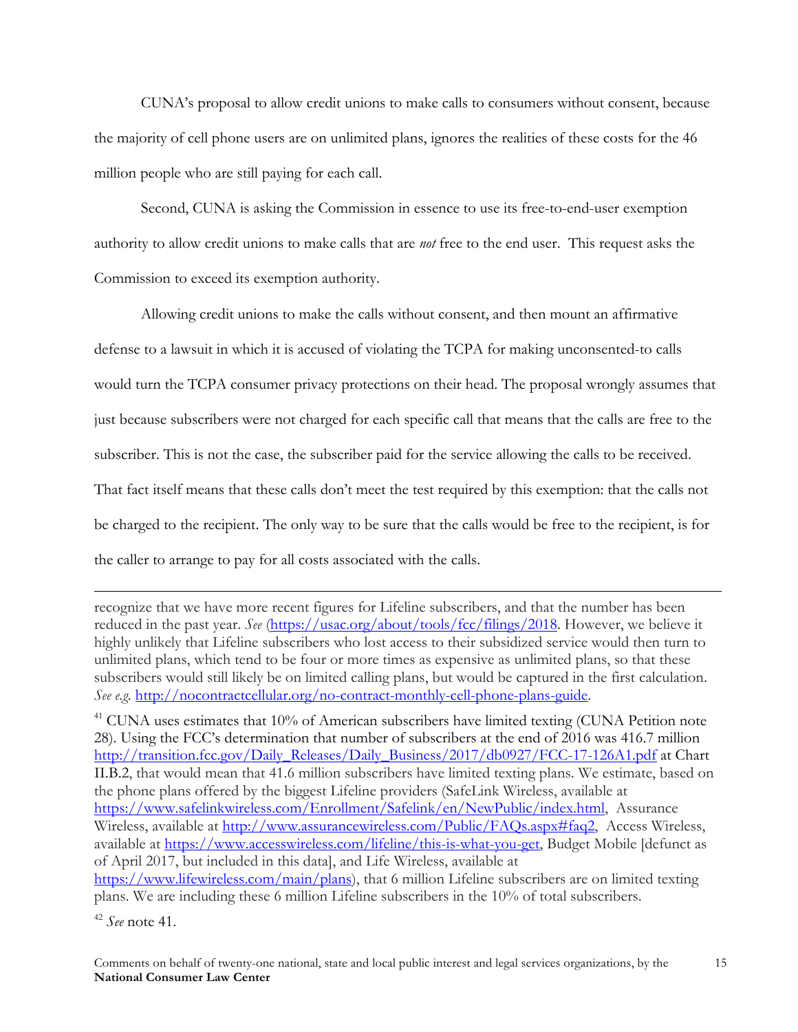CUNA's proposal to allow credit unions to make calls to consumers without consent, because the majority of cell phone users are on unlimited plans, ignores the realities of these costs for the 46 million people who are still paying for each call.

Second, CUNA is asking the Commission in essence to use its free-to-end-user exemption authority to allow credit unions to make calls that are *not* free to the end user. This request asks the Commission to exceed its exemption authority.

Allowing credit unions to make the calls without consent, and then mount an affirmative defense to a lawsuit in which it is accused of violating the TCPA for making unconsented-to calls would turn the TCPA consumer privacy protections on their head. The proposal wrongly assumes that just because subscribers were not charged for each specific call that means that the calls are free to the subscriber. This is not the case, the subscriber paid for the service allowing the calls to be received. That fact itself means that these calls don't meet the test required by this exemption: that the calls not be charged to the recipient. The only way to be sure that the calls would be free to the recipient, is for the caller to arrange to pay for all costs associated with the calls.

---

recognize that we have more recent figures for Lifeline subscribers, and that the number has been reduced in the past year. *See* (https://usac.org/about/tools/fcc/filings/2018. However, we believe it highly unlikely that Lifeline subscribers who lost access to their subsidized service would then turn to unlimited plans, which tend to be four or more times as expensive as unlimited plans, so that these subscribers would still likely be on limited calling plans, but would be captured in the first calculation. *See e.g.* http://nocontractcellular.org/no-contract-monthly-cell-phone-plans-guide.

[41] CUNA uses estimates that 10% of American subscribers have limited texting (CUNA Petition note 28). Using the FCC's determination that number of subscribers at the end of 2016 was 416.7 million http://transition.fcc.gov/Daily_Releases/Daily_Business/2017/db0927/FCC-17-126A1.pdf at Chart II.B.2, that would mean that 41.6 million subscribers have limited texting plans. We estimate, based on the phone plans offered by the biggest Lifeline providers (SafeLink Wireless, available at https://www.safelinkwireless.com/Enrollment/Safelink/en/NewPublic/index.html, Assurance Wireless, available at http://www.assurancewireless.com/Public/FAQs.aspx#faq2, Access Wireless, available at https://www.accesswireless.com/lifeline/this-is-what-you-get, Budget Mobile [defunct as of April 2017, but included in this data], and Life Wireless, available at https://www.lifewireless.com/main/plans), that 6 million Lifeline subscribers are on limited texting plans. We are including these 6 million Lifeline subscribers in the 10% of total subscribers.

[42] *See* note 41.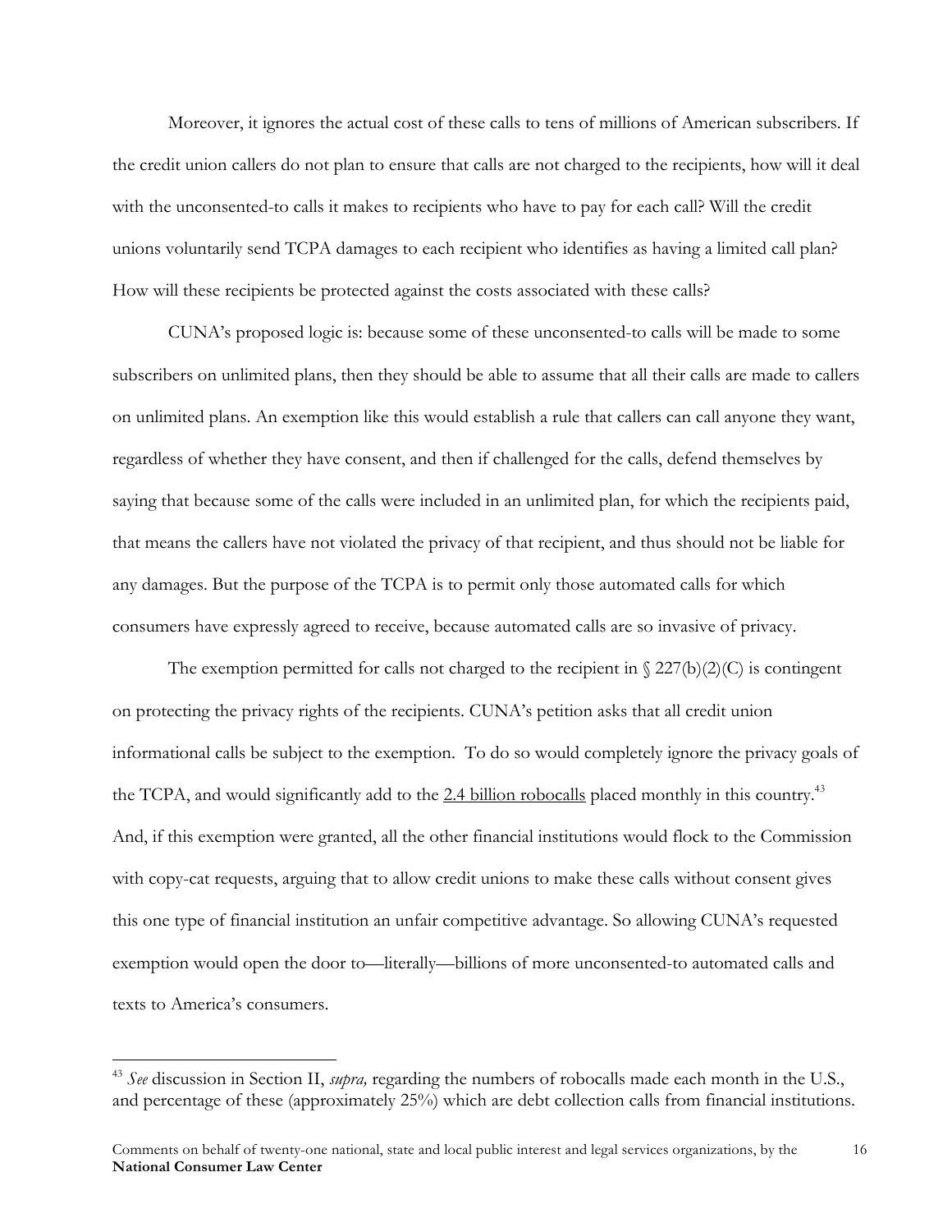Moreover, it ignores the actual cost of these calls to tens of millions of American subscribers. If the credit union callers do not plan to ensure that calls are not charged to the recipients, how will it deal with the unconsented-to calls it makes to recipients who have to pay for each call? Will the credit unions voluntarily send TCPA damages to each recipient who identifies as having a limited call plan? How will these recipients be protected against the costs associated with these calls?

CUNA's proposed logic is: because some of these unconsented-to calls will be made to some subscribers on unlimited plans, then they should be able to assume that all their calls are made to callers on unlimited plans. An exemption like this would establish a rule that callers can call anyone they want, regardless of whether they have consent, and then if challenged for the calls, defend themselves by saying that because some of the calls were included in an unlimited plan, for which the recipients paid, that means the callers have not violated the privacy of that recipient, and thus should not be liable for any damages. But the purpose of the TCPA is to permit only those automated calls for which consumers have expressly agreed to receive, because automated calls are so invasive of privacy.

The exemption permitted for calls not charged to the recipient in § 227(b)(2)(C) is contingent on protecting the privacy rights of the recipients. CUNA's petition asks that all credit union informational calls be subject to the exemption. To do so would completely ignore the privacy goals of the TCPA, and would significantly add to the 2.4 billion robocalls placed monthly in this country.[43] And, if this exemption were granted, all the other financial institutions would flock to the Commission with copy-cat requests, arguing that to allow credit unions to make these calls without consent gives this one type of financial institution an unfair competitive advantage. So allowing CUNA's requested exemption would open the door to—literally—billions of more unconsented-to automated calls and texts to America's consumers.

---

[43] *See* discussion in Section II, *supra,* regarding the numbers of robocalls made each month in the U.S., and percentage of these (approximately 25%) which are debt collection calls from financial institutions.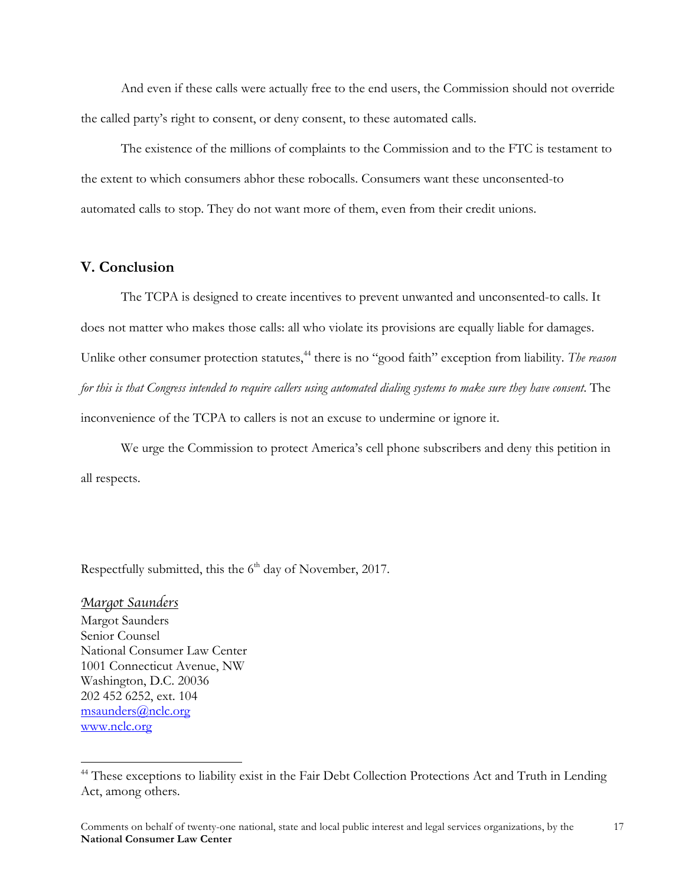And even if these calls were actually free to the end users, the Commission should not override the called party's right to consent, or deny consent, to these automated calls.

The existence of the millions of complaints to the Commission and to the FTC is testament to the extent to which consumers abhor these robocalls. Consumers want these unconsented-to automated calls to stop. They do not want more of them, even from their credit unions.

## V. Conclusion

The TCPA is designed to create incentives to prevent unwanted and unconsented-to calls. It does not matter who makes those calls: all who violate its provisions are equally liable for damages. Unlike other consumer protection statutes,[44] there is no "good faith" exception from liability. *The reason for this is that Congress intended to require callers using automated dialing systems to make sure they have consent*. The inconvenience of the TCPA to callers is not an excuse to undermine or ignore it.

We urge the Commission to protect America's cell phone subscribers and deny this petition in all respects.

Respectfully submitted, this the 6th day of November, 2017.

*Margot Saunders*
Margot Saunders
Senior Counsel
National Consumer Law Center
1001 Connecticut Avenue, NW
Washington, D.C. 20036
202 452 6252, ext. 104
msaunders@nclc.org
www.nclc.org

[44] These exceptions to liability exist in the Fair Debt Collection Protections Act and Truth in Lending Act, among others.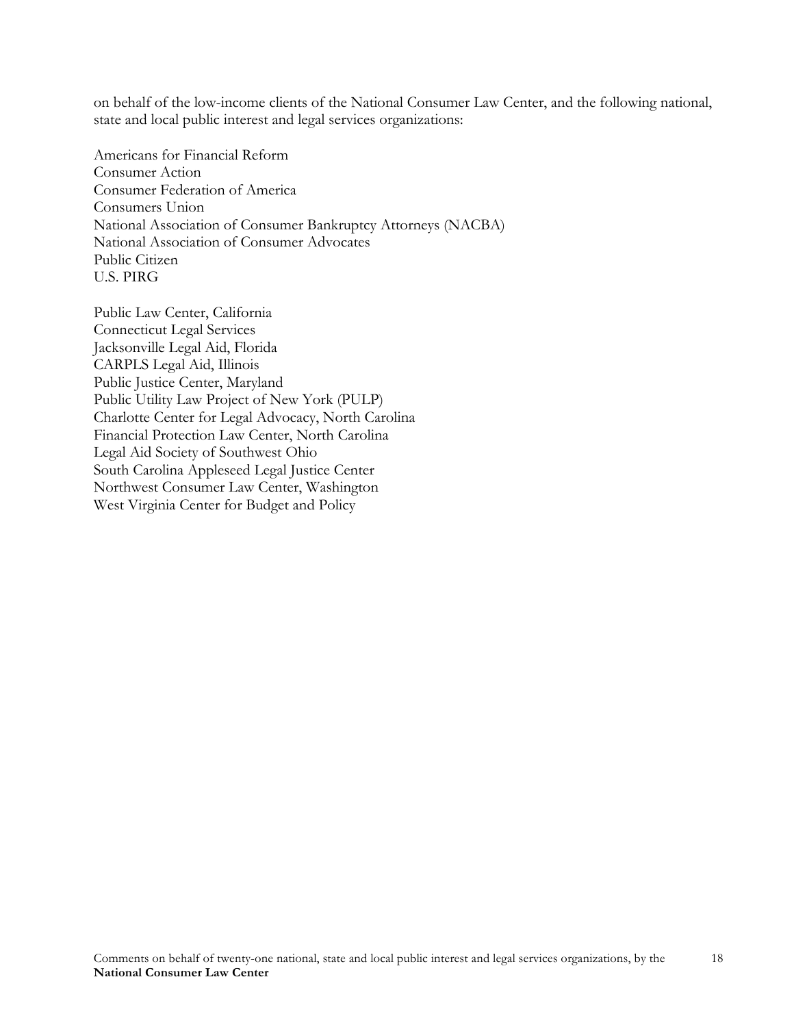on behalf of the low-income clients of the National Consumer Law Center, and the following national, state and local public interest and legal services organizations:

Americans for Financial Reform
Consumer Action
Consumer Federation of America
Consumers Union
National Association of Consumer Bankruptcy Attorneys (NACBA)
National Association of Consumer Advocates
Public Citizen
U.S. PIRG

Public Law Center, California
Connecticut Legal Services
Jacksonville Legal Aid, Florida
CARPLS Legal Aid, Illinois
Public Justice Center, Maryland
Public Utility Law Project of New York (PULP)
Charlotte Center for Legal Advocacy, North Carolina
Financial Protection Law Center, North Carolina
Legal Aid Society of Southwest Ohio
South Carolina Appleseed Legal Justice Center
Northwest Consumer Law Center, Washington
West Virginia Center for Budget and Policy